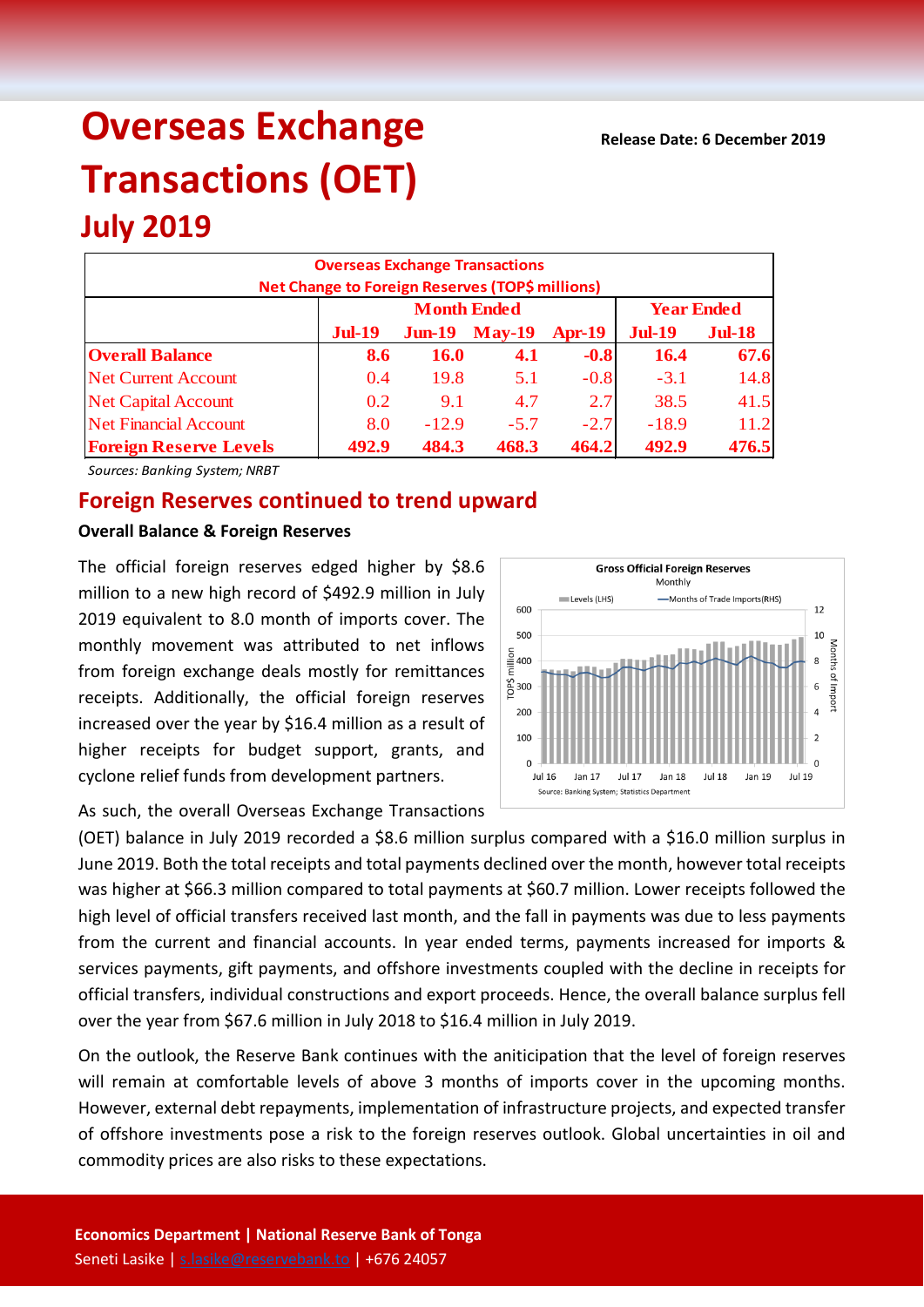# Overseas Exchange Transactions (OET)

## July 2019

**Release Date: 6 December 2019**

| Overseas Exchange Transactions<br>Net Change to Foreign Reserves (TOP$ millions) | | | | | | |
|---|---|---|---|---|---|---|
| | Month Ended | | | | Year Ended | |
| | Jul-19 | Jun-19 | May-19 | Apr-19 | Jul-19 | Jul-18 |
| **Overall Balance** | **8.6** | **16.0** | **4.1** | **-0.8** | **16.4** | **67.6** |
| Net Current Account | 0.4 | 19.8 | 5.1 | -0.8 | -3.1 | 14.8 |
| Net Capital Account | 0.2 | 9.1 | 4.7 | 2.7 | 38.5 | 41.5 |
| Net Financial Account | 8.0 | -12.9 | -5.7 | -2.7 | -18.9 | 11.2 |
| **Foreign Reserve Levels** | **492.9** | **484.3** | **468.3** | **464.2** | **492.9** | **476.5** |

*Sources: Banking System; NRBT*

## Foreign Reserves continued to trend upward

### Overall Balance & Foreign Reserves

The official foreign reserves edged higher by $8.6 million to a new high record of $492.9 million in July 2019 equivalent to 8.0 month of imports cover. The monthly movement was attributed to net inflows from foreign exchange deals mostly for remittances receipts. Additionally, the official foreign reserves increased over the year by $16.4 million as a result of higher receipts for budget support, grants, and cyclone relief funds from development partners.

As such, the overall Overseas Exchange Transactions (OET) balance in July 2019 recorded a $8.6 million surplus compared with a $16.0 million surplus in June 2019. Both the total receipts and total payments declined over the month, however total receipts was higher at $66.3 million compared to total payments at $60.7 million. Lower receipts followed the high level of official transfers received last month, and the fall in payments was due to less payments from the current and financial accounts. In year ended terms, payments increased for imports & services payments, gift payments, and offshore investments coupled with the decline in receipts for official transfers, individual constructions and export proceeds. Hence, the overall balance surplus fell over the year from $67.6 million in July 2018 to $16.4 million in July 2019.

On the outlook, the Reserve Bank continues with the aniticipation that the level of foreign reserves will remain at comfortable levels of above 3 months of imports cover in the upcoming months. However, external debt repayments, implementation of infrastructure projects, and expected transfer of offshore investments pose a risk to the foreign reserves outlook. Global uncertainties in oil and commodity prices are also risks to these expectations.

**Economics Department | National Reserve Bank of Tonga**
Seneti Lasike | s.lasike@reservebank.to | +676 24057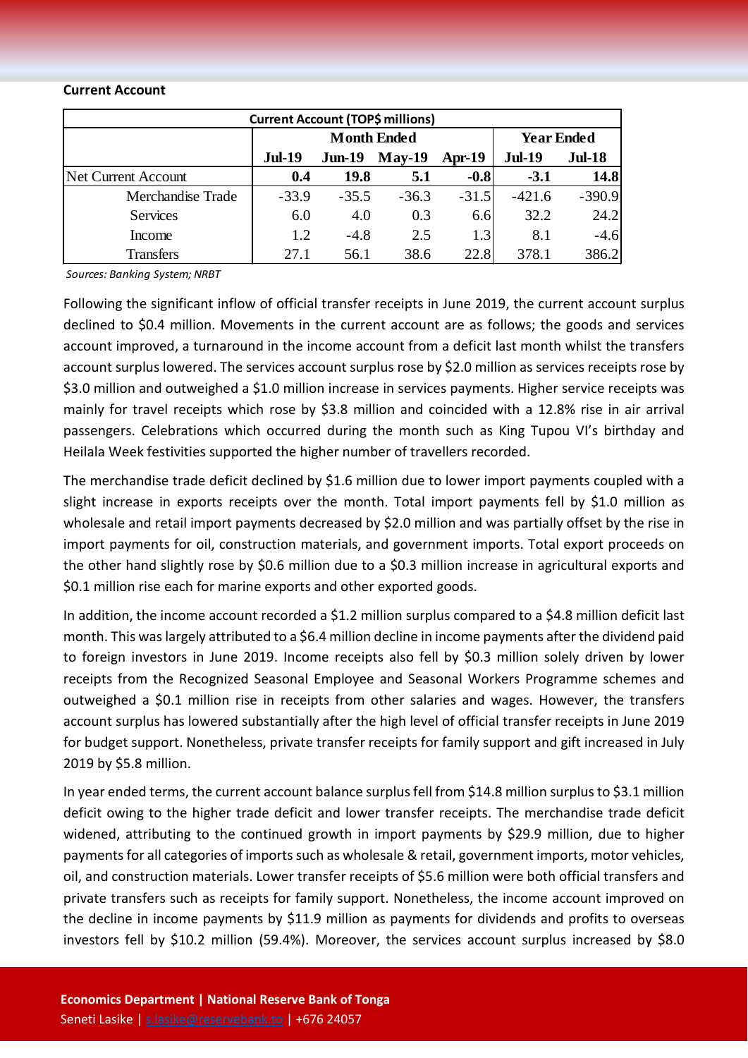**Current Account**

| Current Account (TOP$ millions) | | | | | | |
|---|---|---|---|---|---|---|
| | Month Ended | | | | Year Ended | |
| | **Jul-19** | **Jun-19** | **May-19** | **Apr-19** | **Jul-19** | **Jul-18** |
| Net Current Account | **0.4** | **19.8** | **5.1** | **-0.8** | **-3.1** | **14.8** |
| Merchandise Trade | -33.9 | -35.5 | -36.3 | -31.5 | -421.6 | -390.9 |
| Services | 6.0 | 4.0 | 0.3 | 6.6 | 32.2 | 24.2 |
| Income | 1.2 | -4.8 | 2.5 | 1.3 | 8.1 | -4.6 |
| Transfers | 27.1 | 56.1 | 38.6 | 22.8 | 378.1 | 386.2 |

*Sources: Banking System; NRBT*

Following the significant inflow of official transfer receipts in June 2019, the current account surplus declined to $0.4 million. Movements in the current account are as follows; the goods and services account improved, a turnaround in the income account from a deficit last month whilst the transfers account surplus lowered. The services account surplus rose by $2.0 million as services receipts rose by $3.0 million and outweighed a $1.0 million increase in services payments. Higher service receipts was mainly for travel receipts which rose by $3.8 million and coincided with a 12.8% rise in air arrival passengers. Celebrations which occurred during the month such as King Tupou VI's birthday and Heilala Week festivities supported the higher number of travellers recorded.

The merchandise trade deficit declined by $1.6 million due to lower import payments coupled with a slight increase in exports receipts over the month. Total import payments fell by $1.0 million as wholesale and retail import payments decreased by $2.0 million and was partially offset by the rise in import payments for oil, construction materials, and government imports. Total export proceeds on the other hand slightly rose by $0.6 million due to a $0.3 million increase in agricultural exports and $0.1 million rise each for marine exports and other exported goods.

In addition, the income account recorded a $1.2 million surplus compared to a $4.8 million deficit last month. This was largely attributed to a $6.4 million decline in income payments after the dividend paid to foreign investors in June 2019. Income receipts also fell by $0.3 million solely driven by lower receipts from the Recognized Seasonal Employee and Seasonal Workers Programme schemes and outweighed a $0.1 million rise in receipts from other salaries and wages. However, the transfers account surplus has lowered substantially after the high level of official transfer receipts in June 2019 for budget support. Nonetheless, private transfer receipts for family support and gift increased in July 2019 by $5.8 million.

In year ended terms, the current account balance surplus fell from $14.8 million surplus to $3.1 million deficit owing to the higher trade deficit and lower transfer receipts. The merchandise trade deficit widened, attributing to the continued growth in import payments by $29.9 million, due to higher payments for all categories of imports such as wholesale & retail, government imports, motor vehicles, oil, and construction materials. Lower transfer receipts of $5.6 million were both official transfers and private transfers such as receipts for family support. Nonetheless, the income account improved on the decline in income payments by $11.9 million as payments for dividends and profits to overseas investors fell by $10.2 million (59.4%). Moreover, the services account surplus increased by $8.0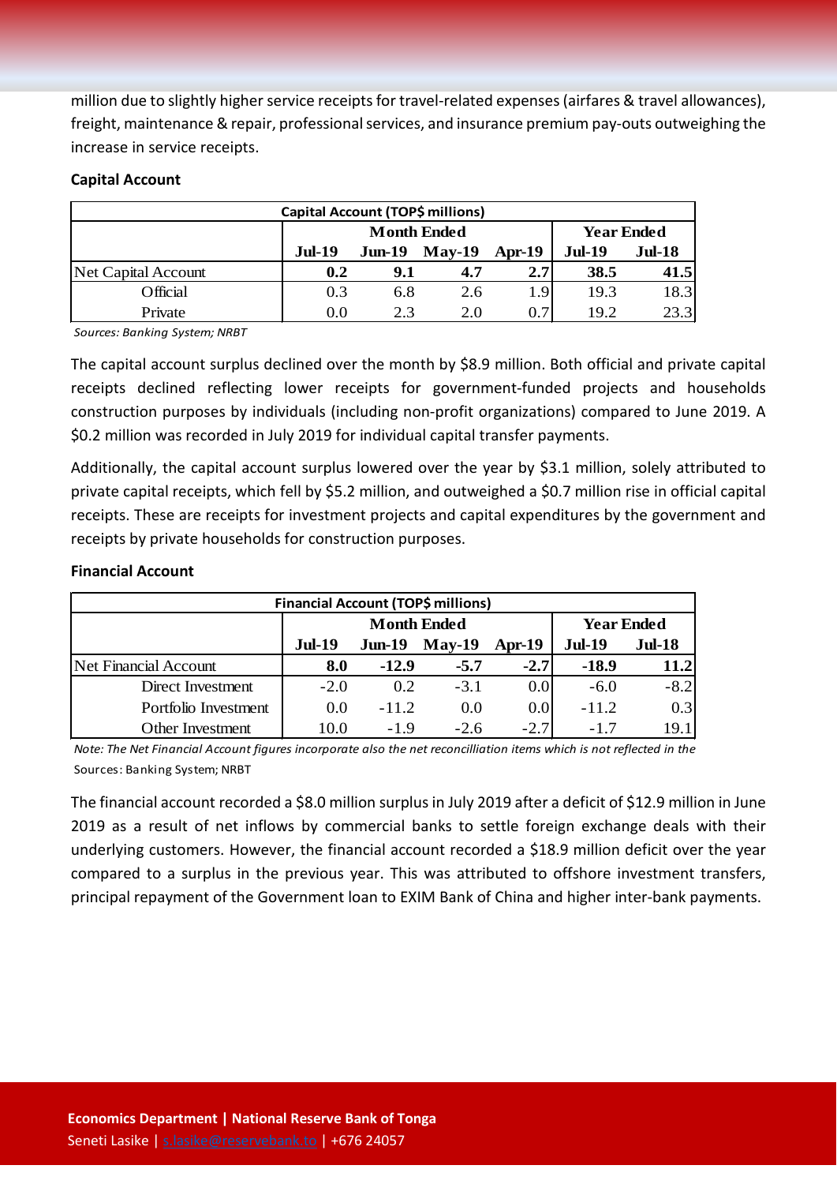million due to slightly higher service receipts for travel-related expenses (airfares & travel allowances), freight, maintenance & repair, professional services, and insurance premium pay-outs outweighing the increase in service receipts.

**Capital Account**

| Capital Account (TOP$ millions) | | | | | | |
|---|---|---|---|---|---|---|
| | Month Ended | | | | Year Ended | |
| | **Jul-19** | **Jun-19** | **May-19** | **Apr-19** | **Jul-19** | **Jul-18** |
| Net Capital Account | **0.2** | **9.1** | **4.7** | **2.7** | **38.5** | **41.5** |
| Official | 0.3 | 6.8 | 2.6 | 1.9 | 19.3 | 18.3 |
| Private | 0.0 | 2.3 | 2.0 | 0.7 | 19.2 | 23.3 |

*Sources: Banking System; NRBT*

The capital account surplus declined over the month by $8.9 million. Both official and private capital receipts declined reflecting lower receipts for government-funded projects and households construction purposes by individuals (including non-profit organizations) compared to June 2019. A $0.2 million was recorded in July 2019 for individual capital transfer payments.

Additionally, the capital account surplus lowered over the year by $3.1 million, solely attributed to private capital receipts, which fell by $5.2 million, and outweighed a $0.7 million rise in official capital receipts. These are receipts for investment projects and capital expenditures by the government and receipts by private households for construction purposes.

**Financial Account**

| Financial Account (TOP$ millions) | | | | | | |
|---|---|---|---|---|---|---|
| | Month Ended | | | | Year Ended | |
| | **Jul-19** | **Jun-19** | **May-19** | **Apr-19** | **Jul-19** | **Jul-18** |
| Net Financial Account | **8.0** | **-12.9** | **-5.7** | **-2.7** | **-18.9** | **11.2** |
| Direct Investment | -2.0 | 0.2 | -3.1 | 0.0 | -6.0 | -8.2 |
| Portfolio Investment | 0.0 | -11.2 | 0.0 | 0.0 | -11.2 | 0.3 |
| Other Investment | 10.0 | -1.9 | -2.6 | -2.7 | -1.7 | 19.1 |

*Note: The Net Financial Account figures incorporate also the net reconcilliation items which is not reflected in the*

Sources: Banking System; NRBT

The financial account recorded a $8.0 million surplus in July 2019 after a deficit of $12.9 million in June 2019 as a result of net inflows by commercial banks to settle foreign exchange deals with their underlying customers. However, the financial account recorded a $18.9 million deficit over the year compared to a surplus in the previous year. This was attributed to offshore investment transfers, principal repayment of the Government loan to EXIM Bank of China and higher inter-bank payments.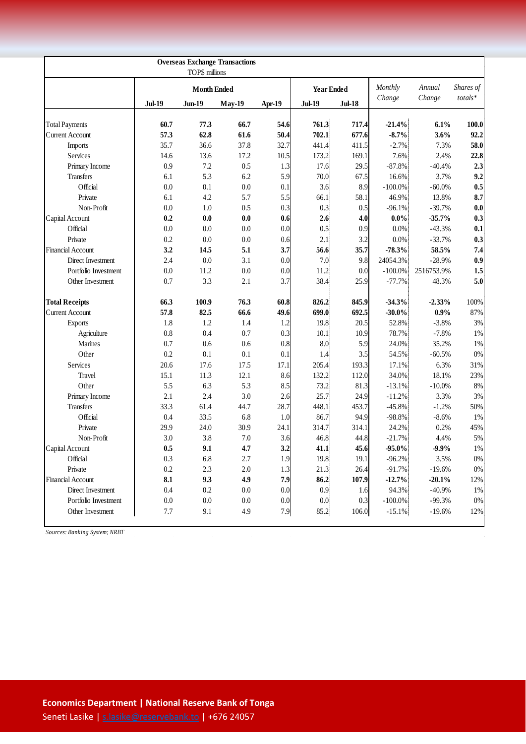**Overseas Exchange Transactions**
TOP$ millions

| | Month Ended | | | | Year Ended | | *Monthly Change* | *Annual Change* | *Shares of totals** |
|---|---|---|---|---|---|---|---|---|---|
| | **Jul-19** | **Jun-19** | **May-19** | **Apr-19** | **Jul-19** | **Jul-18** | | | |
| Total Payments | **60.7** | **77.3** | **66.7** | **54.6** | **761.3** | **717.4** | **-21.4%** | **6.1%** | **100.0** |
| Current Account | **57.3** | **62.8** | **61.6** | **50.4** | **702.1** | **677.6** | **-8.7%** | **3.6%** | **92.2** |
| Imports | 35.7 | 36.6 | 37.8 | 32.7 | 441.4 | 411.5 | -2.7% | 7.3% | **58.0** |
| Services | 14.6 | 13.6 | 17.2 | 10.5 | 173.2 | 169.1 | 7.6% | 2.4% | **22.8** |
| Primary Income | 0.9 | 7.2 | 0.5 | 1.3 | 17.6 | 29.5 | -87.8% | -40.4% | **2.3** |
| Transfers | 6.1 | 5.3 | 6.2 | 5.9 | 70.0 | 67.5 | 16.6% | 3.7% | **9.2** |
| Official | 0.0 | 0.1 | 0.0 | 0.1 | 3.6 | 8.9 | -100.0% | -60.0% | **0.5** |
| Private | 6.1 | 4.2 | 5.7 | 5.5 | 66.1 | 58.1 | 46.9% | 13.8% | **8.7** |
| Non-Profit | 0.0 | 1.0 | 0.5 | 0.3 | 0.3 | 0.5 | -96.1% | -39.7% | **0.0** |
| Capital Account | **0.2** | **0.0** | **0.0** | **0.6** | **2.6** | **4.0** | **0.0%** | **-35.7%** | **0.3** |
| Official | 0.0 | 0.0 | 0.0 | 0.0 | 0.5 | 0.9 | 0.0% | -43.3% | **0.1** |
| Private | 0.2 | 0.0 | 0.0 | 0.6 | 2.1 | 3.2 | 0.0% | -33.7% | **0.3** |
| Financial Account | **3.2** | **14.5** | **5.1** | **3.7** | **56.6** | **35.7** | **-78.3%** | **58.5%** | **7.4** |
| Direct Investment | 2.4 | 0.0 | 3.1 | 0.0 | 7.0 | 9.8 | 24054.3% | -28.9% | **0.9** |
| Portfolio Investment | 0.0 | 11.2 | 0.0 | 0.0 | 11.2 | 0.0 | -100.0% | 2516753.9% | **1.5** |
| Other Investment | 0.7 | 3.3 | 2.1 | 3.7 | 38.4 | 25.9 | -77.7% | 48.3% | **5.0** |
| **Total Receipts** | **66.3** | **100.9** | **76.3** | **60.8** | **826.2** | **845.9** | **-34.3%** | **-2.33%** | 100% |
| Current Account | **57.8** | **82.5** | **66.6** | **49.6** | **699.0** | **692.5** | **-30.0%** | **0.9%** | 87% |
| Exports | 1.8 | 1.2 | 1.4 | 1.2 | 19.8 | 20.5 | 52.8% | -3.8% | 3% |
| Agriculture | 0.8 | 0.4 | 0.7 | 0.3 | 10.1 | 10.9 | 78.7% | -7.8% | 1% |
| Marines | 0.7 | 0.6 | 0.6 | 0.8 | 8.0 | 5.9 | 24.0% | 35.2% | 1% |
| Other | 0.2 | 0.1 | 0.1 | 0.1 | 1.4 | 3.5 | 54.5% | -60.5% | 0% |
| Services | 20.6 | 17.6 | 17.5 | 17.1 | 205.4 | 193.3 | 17.1% | 6.3% | 31% |
| Travel | 15.1 | 11.3 | 12.1 | 8.6 | 132.2 | 112.0 | 34.0% | 18.1% | 23% |
| Other | 5.5 | 6.3 | 5.3 | 8.5 | 73.2 | 81.3 | -13.1% | -10.0% | 8% |
| Primary Income | 2.1 | 2.4 | 3.0 | 2.6 | 25.7 | 24.9 | -11.2% | 3.3% | 3% |
| Transfers | 33.3 | 61.4 | 44.7 | 28.7 | 448.1 | 453.7 | -45.8% | -1.2% | 50% |
| Official | 0.4 | 33.5 | 6.8 | 1.0 | 86.7 | 94.9 | -98.8% | -8.6% | 1% |
| Private | 29.9 | 24.0 | 30.9 | 24.1 | 314.7 | 314.1 | 24.2% | 0.2% | 45% |
| Non-Profit | 3.0 | 3.8 | 7.0 | 3.6 | 46.8 | 44.8 | -21.7% | 4.4% | 5% |
| Capital Account | **0.5** | **9.1** | **4.7** | **3.2** | **41.1** | **45.6** | **-95.0%** | **-9.9%** | 1% |
| Official | 0.3 | 6.8 | 2.7 | 1.9 | 19.8 | 19.1 | -96.2% | 3.5% | 0% |
| Private | 0.2 | 2.3 | 2.0 | 1.3 | 21.3 | 26.4 | -91.7% | -19.6% | 0% |
| Financial Account | **8.1** | **9.3** | **4.9** | **7.9** | **86.2** | **107.9** | **-12.7%** | **-20.1%** | 12% |
| Direct Investment | 0.4 | 0.2 | 0.0 | 0.0 | 0.9 | 1.6 | 94.3% | -40.9% | 1% |
| Portfolio Investment | 0.0 | 0.0 | 0.0 | 0.0 | 0.0 | 0.3 | -100.0% | -99.3% | 0% |
| Other Investment | 7.7 | 9.1 | 4.9 | 7.9 | 85.2 | 106.0 | -15.1% | -19.6% | 12% |

*Sources: Banking System; NRBT*

**Economics Department | National Reserve Bank of Tonga**
Seneti Lasike | s.lasike@reservebank.to | +676 24057